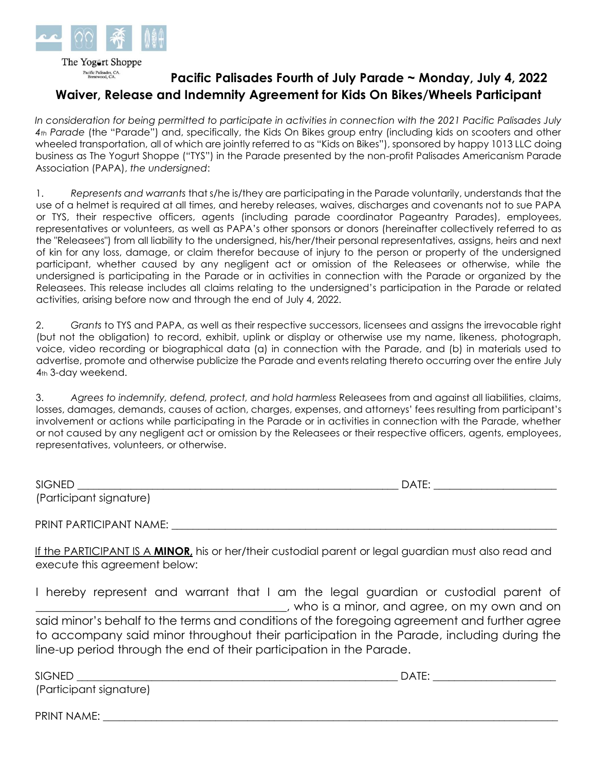The Yogurt Shoppe
Pacific Palisades, CA.
Brentwood, CA.

## Pacific Palisades Fourth of July Parade ~ Monday, July 4, 2022
## Waiver, Release and Indemnity Agreement for Kids On Bikes/Wheels Participant

*In consideration for being permitted to participate in activities in connection with the 2021 Pacific Palisades July 4th Parade* (the "Parade") and, specifically, the Kids On Bikes group entry (including kids on scooters and other wheeled transportation, all of which are jointly referred to as "Kids on Bikes"), sponsored by happy 1013 LLC doing business as The Yogurt Shoppe ("TYS") in the Parade presented by the non-profit Palisades Americanism Parade Association (PAPA), *the undersigned*:

1. *Represents and warrants* that s/he is/they are participating in the Parade voluntarily, understands that the use of a helmet is required at all times, and hereby releases, waives, discharges and covenants not to sue PAPA or TYS, their respective officers, agents (including parade coordinator Pageantry Parades), employees, representatives or volunteers, as well as PAPA's other sponsors or donors (hereinafter collectively referred to as the "Releasees") from all liability to the undersigned, his/her/their personal representatives, assigns, heirs and next of kin for any loss, damage, or claim therefor because of injury to the person or property of the undersigned participant, whether caused by any negligent act or omission of the Releasees or otherwise, while the undersigned is participating in the Parade or in activities in connection with the Parade or organized by the Releasees. This release includes all claims relating to the undersigned's participation in the Parade or related activities, arising before now and through the end of July 4, 2022.

2. *Grants* to TYS and PAPA, as well as their respective successors, licensees and assigns the irrevocable right (but not the obligation) to record, exhibit, uplink or display or otherwise use my name, likeness, photograph, voice, video recording or biographical data (a) in connection with the Parade, and (b) in materials used to advertise, promote and otherwise publicize the Parade and events relating thereto occurring over the entire July 4th 3-day weekend.

3. *Agrees to indemnify, defend, protect, and hold harmless* Releasees from and against all liabilities, claims, losses, damages, demands, causes of action, charges, expenses, and attorneys' fees resulting from participant's involvement or actions while participating in the Parade or in activities in connection with the Parade, whether or not caused by any negligent act or omission by the Releasees or their respective officers, agents, employees, representatives, volunteers, or otherwise.

SIGNED ____________________________________________________________ DATE: ______________________
(Participant signature)

PRINT PARTICIPANT NAME: ________________________________________________________________________

<u>If the PARTICIPANT IS A **MINOR**,</u> his or her/their custodial parent or legal guardian must also read and execute this agreement below:

I hereby represent and warrant that I am the legal guardian or custodial parent of ___________________________________________, who is a minor, and agree, on my own and on said minor's behalf to the terms and conditions of the foregoing agreement and further agree to accompany said minor throughout their participation in the Parade, including during the line-up period through the end of their participation in the Parade.

SIGNED ____________________________________________________________ DATE: ______________________
(Participant signature)

PRINT NAME: ______________________________________________________________________________________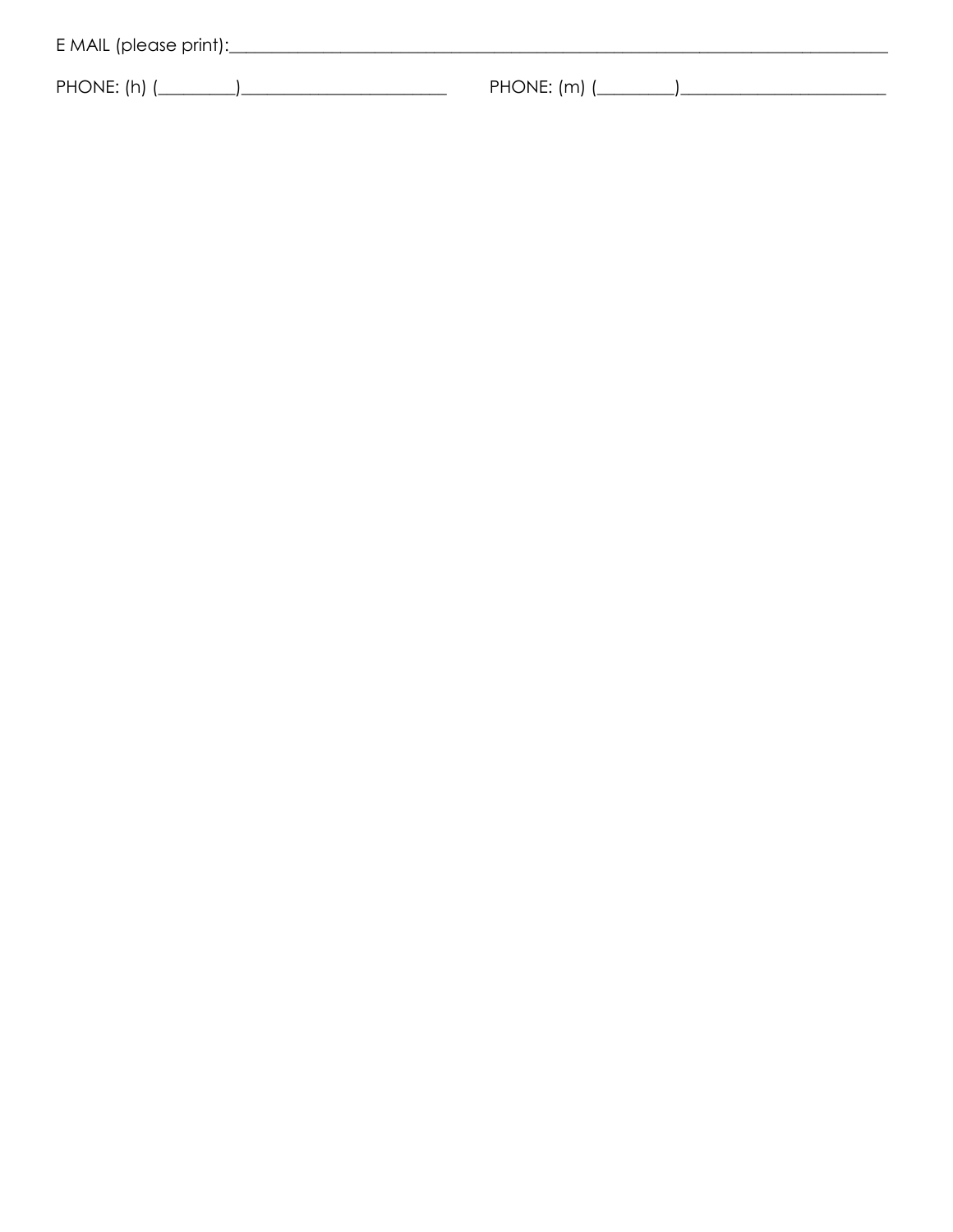E MAIL (please print):___________________________________________________________________________

PHONE: (h) (_________)________________________ PHONE: (m) (_________)________________________